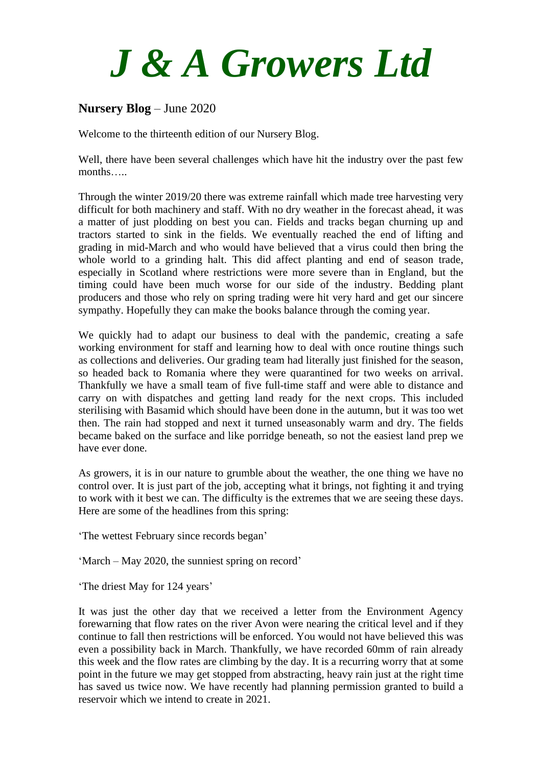# *J & A Growers Ltd*

**Nursery Blog** – June 2020

Welcome to the thirteenth edition of our Nursery Blog.

Well, there have been several challenges which have hit the industry over the past few months…..

Through the winter 2019/20 there was extreme rainfall which made tree harvesting very difficult for both machinery and staff. With no dry weather in the forecast ahead, it was a matter of just plodding on best you can. Fields and tracks began churning up and tractors started to sink in the fields. We eventually reached the end of lifting and grading in mid-March and who would have believed that a virus could then bring the whole world to a grinding halt. This did affect planting and end of season trade, especially in Scotland where restrictions were more severe than in England, but the timing could have been much worse for our side of the industry. Bedding plant producers and those who rely on spring trading were hit very hard and get our sincere sympathy. Hopefully they can make the books balance through the coming year.

We quickly had to adapt our business to deal with the pandemic, creating a safe working environment for staff and learning how to deal with once routine things such as collections and deliveries. Our grading team had literally just finished for the season, so headed back to Romania where they were quarantined for two weeks on arrival. Thankfully we have a small team of five full-time staff and were able to distance and carry on with dispatches and getting land ready for the next crops. This included sterilising with Basamid which should have been done in the autumn, but it was too wet then. The rain had stopped and next it turned unseasonably warm and dry. The fields became baked on the surface and like porridge beneath, so not the easiest land prep we have ever done.

As growers, it is in our nature to grumble about the weather, the one thing we have no control over. It is just part of the job, accepting what it brings, not fighting it and trying to work with it best we can. The difficulty is the extremes that we are seeing these days. Here are some of the headlines from this spring:

'The wettest February since records began'

'March – May 2020, the sunniest spring on record'

'The driest May for 124 years'

It was just the other day that we received a letter from the Environment Agency forewarning that flow rates on the river Avon were nearing the critical level and if they continue to fall then restrictions will be enforced. You would not have believed this was even a possibility back in March. Thankfully, we have recorded 60mm of rain already this week and the flow rates are climbing by the day. It is a recurring worry that at some point in the future we may get stopped from abstracting, heavy rain just at the right time has saved us twice now. We have recently had planning permission granted to build a reservoir which we intend to create in 2021.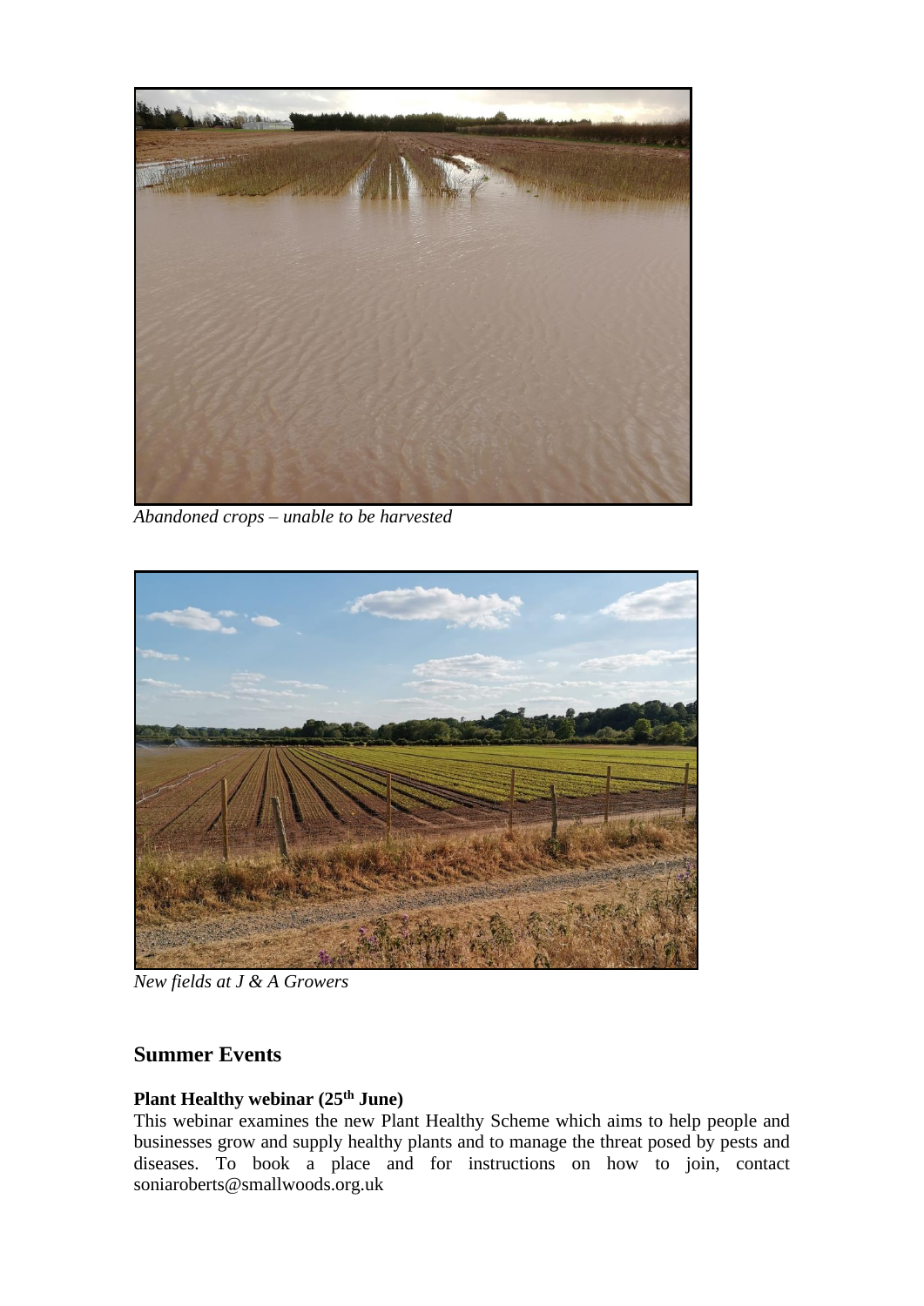*Abandoned crops – unable to be harvested*

*New fields at J & A Growers*

## Summer Events

### Plant Healthy webinar (25th June)

This webinar examines the new Plant Healthy Scheme which aims to help people and businesses grow and supply healthy plants and to manage the threat posed by pests and diseases. To book a place and for instructions on how to join, contact soniaroberts@smallwoods.org.uk